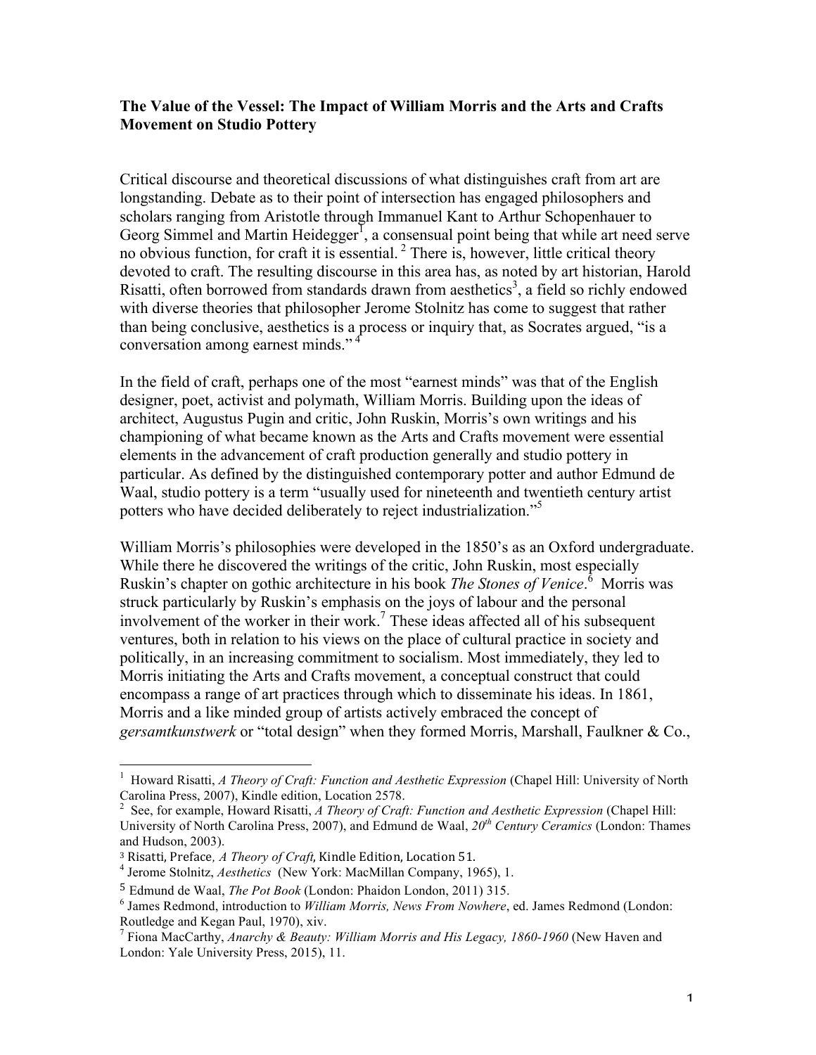**The Value of the Vessel: The Impact of William Morris and the Arts and Crafts Movement on Studio Pottery**

Critical discourse and theoretical discussions of what distinguishes craft from art are longstanding. Debate as to their point of intersection has engaged philosophers and scholars ranging from Aristotle through Immanuel Kant to Arthur Schopenhauer to Georg Simmel and Martin Heidegger[1], a consensual point being that while art need serve no obvious function, for craft it is essential. [2] There is, however, little critical theory devoted to craft. The resulting discourse in this area has, as noted by art historian, Harold Risatti, often borrowed from standards drawn from aesthetics[3], a field so richly endowed with diverse theories that philosopher Jerome Stolnitz has come to suggest that rather than being conclusive, aesthetics is a process or inquiry that, as Socrates argued, "is a conversation among earnest minds." [4]

In the field of craft, perhaps one of the most "earnest minds" was that of the English designer, poet, activist and polymath, William Morris. Building upon the ideas of architect, Augustus Pugin and critic, John Ruskin, Morris's own writings and his championing of what became known as the Arts and Crafts movement were essential elements in the advancement of craft production generally and studio pottery in particular. As defined by the distinguished contemporary potter and author Edmund de Waal, studio pottery is a term "usually used for nineteenth and twentieth century artist potters who have decided deliberately to reject industrialization."[5]

William Morris's philosophies were developed in the 1850's as an Oxford undergraduate. While there he discovered the writings of the critic, John Ruskin, most especially Ruskin's chapter on gothic architecture in his book *The Stones of Venice*.[6] Morris was struck particularly by Ruskin's emphasis on the joys of labour and the personal involvement of the worker in their work.[7] These ideas affected all of his subsequent ventures, both in relation to his views on the place of cultural practice in society and politically, in an increasing commitment to socialism. Most immediately, they led to Morris initiating the Arts and Crafts movement, a conceptual construct that could encompass a range of art practices through which to disseminate his ideas. In 1861, Morris and a like minded group of artists actively embraced the concept of *gersamtkunstwerk* or "total design" when they formed Morris, Marshall, Faulkner & Co.,

---

[1] Howard Risatti, *A Theory of Craft: Function and Aesthetic Expression* (Chapel Hill: University of North Carolina Press, 2007), Kindle edition, Location 2578.

[2] See, for example, Howard Risatti, *A Theory of Craft: Function and Aesthetic Expression* (Chapel Hill: University of North Carolina Press, 2007), and Edmund de Waal, *20th Century Ceramics* (London: Thames and Hudson, 2003).

[3] Risatti, Preface, *A Theory of Craft*, Kindle Edition, Location 51.

[4] Jerome Stolnitz, *Aesthetics* (New York: MacMillan Company, 1965), 1.

[5] Edmund de Waal, *The Pot Book* (London: Phaidon London, 2011) 315.

[6] James Redmond, introduction to *William Morris, News From Nowhere*, ed. James Redmond (London: Routledge and Kegan Paul, 1970), xiv.

[7] Fiona MacCarthy, *Anarchy & Beauty: William Morris and His Legacy, 1860-1960* (New Haven and London: Yale University Press, 2015), 11.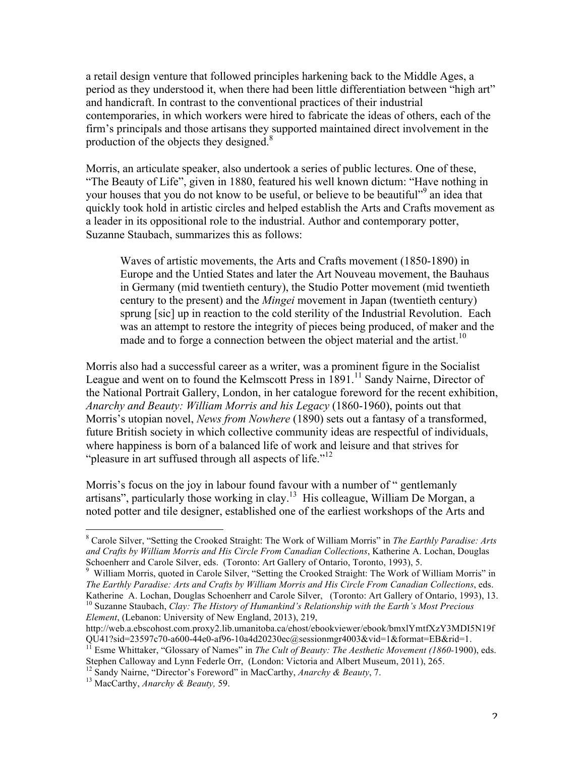a retail design venture that followed principles harkening back to the Middle Ages, a period as they understood it, when there had been little differentiation between "high art" and handicraft. In contrast to the conventional practices of their industrial contemporaries, in which workers were hired to fabricate the ideas of others, each of the firm's principals and those artisans they supported maintained direct involvement in the production of the objects they designed.[8]

Morris, an articulate speaker, also undertook a series of public lectures. One of these, "The Beauty of Life", given in 1880, featured his well known dictum: "Have nothing in your houses that you do not know to be useful, or believe to be beautiful"[9] an idea that quickly took hold in artistic circles and helped establish the Arts and Crafts movement as a leader in its oppositional role to the industrial. Author and contemporary potter, Suzanne Staubach, summarizes this as follows:

> Waves of artistic movements, the Arts and Crafts movement (1850-1890) in Europe and the Untied States and later the Art Nouveau movement, the Bauhaus in Germany (mid twentieth century), the Studio Potter movement (mid twentieth century to the present) and the *Mingei* movement in Japan (twentieth century) sprung [sic] up in reaction to the cold sterility of the Industrial Revolution. Each was an attempt to restore the integrity of pieces being produced, of maker and the made and to forge a connection between the object material and the artist.[10]

Morris also had a successful career as a writer, was a prominent figure in the Socialist League and went on to found the Kelmscott Press in 1891.[11] Sandy Nairne, Director of the National Portrait Gallery, London, in her catalogue foreword for the recent exhibition, *Anarchy and Beauty: William Morris and his Legacy* (1860-1960), points out that Morris's utopian novel, *News from Nowhere* (1890) sets out a fantasy of a transformed, future British society in which collective community ideas are respectful of individuals, where happiness is born of a balanced life of work and leisure and that strives for "pleasure in art suffused through all aspects of life."[12]

Morris's focus on the joy in labour found favour with a number of " gentlemanly artisans", particularly those working in clay.[13] His colleague, William De Morgan, a noted potter and tile designer, established one of the earliest workshops of the Arts and

---

[8] Carole Silver, "Setting the Crooked Straight: The Work of William Morris" in *The Earthly Paradise: Arts and Crafts by William Morris and His Circle From Canadian Collections*, Katherine A. Lochan, Douglas Schoenherr and Carole Silver, eds. (Toronto: Art Gallery of Ontario, Toronto, 1993), 5.

[9] William Morris, quoted in Carole Silver, "Setting the Crooked Straight: The Work of William Morris" in *The Earthly Paradise: Arts and Crafts by William Morris and His Circle From Canadian Collections*, eds. Katherine A. Lochan, Douglas Schoenherr and Carole Silver, (Toronto: Art Gallery of Ontario, 1993), 13.

[10] Suzanne Staubach, *Clay: The History of Humankind's Relationship with the Earth's Most Precious Element*, (Lebanon: University of New England, 2013), 219, http://web.a.ebscohost.com.proxy2.lib.umanitoba.ca/ehost/ebookviewer/ebook/bmxlYmtfXzY3MDI5N19fQU41?sid=23597c70-a600-44e0-af96-10a4d20230ec@sessionmgr4003&vid=1&format=EB&rid=1.

[11] Esme Whittaker, "Glossary of Names" in *The Cult of Beauty: The Aesthetic Movement (1860*-1900), eds. Stephen Calloway and Lynn Federle Orr, (London: Victoria and Albert Museum, 2011), 265.

[12] Sandy Nairne, "Director's Foreword" in MacCarthy, *Anarchy & Beauty*, 7.

[13] MacCarthy, *Anarchy & Beauty,* 59.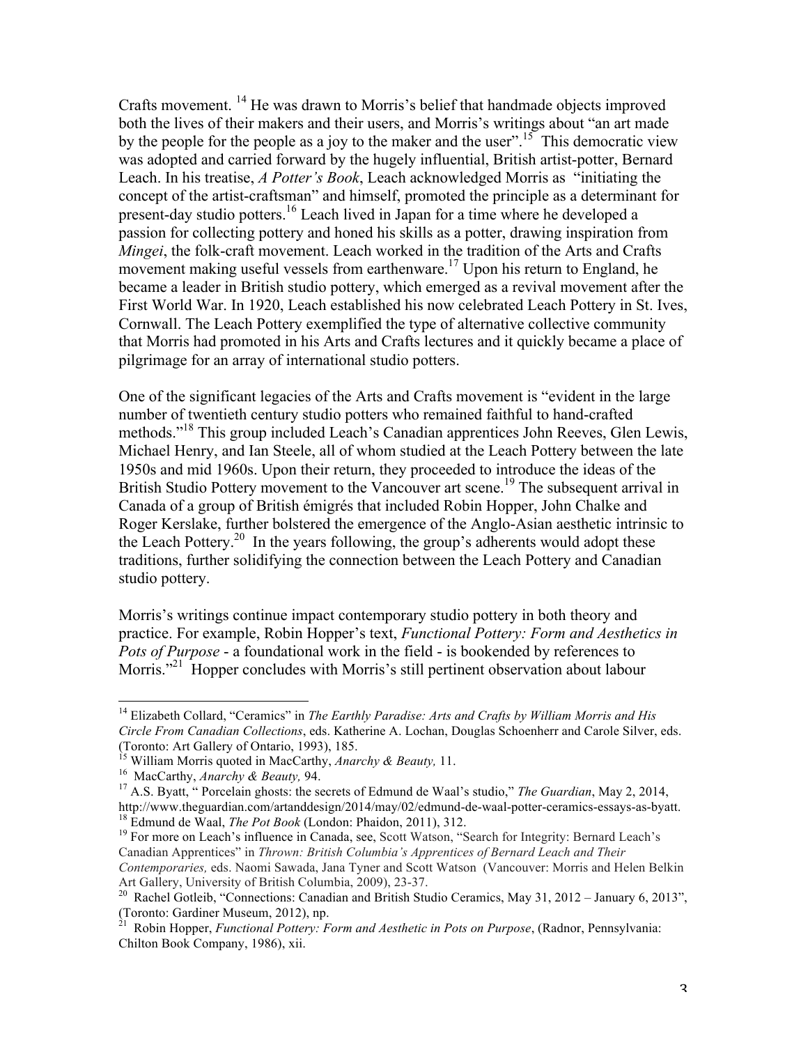Crafts movement. [14] He was drawn to Morris's belief that handmade objects improved both the lives of their makers and their users, and Morris's writings about "an art made by the people for the people as a joy to the maker and the user".[15] This democratic view was adopted and carried forward by the hugely influential, British artist-potter, Bernard Leach. In his treatise, *A Potter's Book*, Leach acknowledged Morris as "initiating the concept of the artist-craftsman" and himself, promoted the principle as a determinant for present-day studio potters.[16] Leach lived in Japan for a time where he developed a passion for collecting pottery and honed his skills as a potter, drawing inspiration from *Mingei*, the folk-craft movement. Leach worked in the tradition of the Arts and Crafts movement making useful vessels from earthenware.[17] Upon his return to England, he became a leader in British studio pottery, which emerged as a revival movement after the First World War. In 1920, Leach established his now celebrated Leach Pottery in St. Ives, Cornwall. The Leach Pottery exemplified the type of alternative collective community that Morris had promoted in his Arts and Crafts lectures and it quickly became a place of pilgrimage for an array of international studio potters.

One of the significant legacies of the Arts and Crafts movement is "evident in the large number of twentieth century studio potters who remained faithful to hand-crafted methods."[18] This group included Leach's Canadian apprentices John Reeves, Glen Lewis, Michael Henry, and Ian Steele, all of whom studied at the Leach Pottery between the late 1950s and mid 1960s. Upon their return, they proceeded to introduce the ideas of the British Studio Pottery movement to the Vancouver art scene.[19] The subsequent arrival in Canada of a group of British émigrés that included Robin Hopper, John Chalke and Roger Kerslake, further bolstered the emergence of the Anglo-Asian aesthetic intrinsic to the Leach Pottery.[20] In the years following, the group's adherents would adopt these traditions, further solidifying the connection between the Leach Pottery and Canadian studio pottery.

Morris's writings continue impact contemporary studio pottery in both theory and practice. For example, Robin Hopper's text, *Functional Pottery: Form and Aesthetics in Pots of Purpose* - a foundational work in the field - is bookended by references to Morris."[21] Hopper concludes with Morris's still pertinent observation about labour

---

[14] Elizabeth Collard, "Ceramics" in *The Earthly Paradise: Arts and Crafts by William Morris and His Circle From Canadian Collections*, eds. Katherine A. Lochan, Douglas Schoenherr and Carole Silver, eds. (Toronto: Art Gallery of Ontario, 1993), 185.

[15] William Morris quoted in MacCarthy, *Anarchy & Beauty,* 11.

[16] MacCarthy, *Anarchy & Beauty,* 94.

[17] A.S. Byatt, " Porcelain ghosts: the secrets of Edmund de Waal's studio," *The Guardian*, May 2, 2014, http://www.theguardian.com/artanddesign/2014/may/02/edmund-de-waal-potter-ceramics-essays-as-byatt.

[18] Edmund de Waal, *The Pot Book* (London: Phaidon, 2011), 312.

[19] For more on Leach's influence in Canada, see, Scott Watson, "Search for Integrity: Bernard Leach's Canadian Apprentices" in *Thrown: British Columbia's Apprentices of Bernard Leach and Their Contemporaries,* eds. Naomi Sawada, Jana Tyner and Scott Watson (Vancouver: Morris and Helen Belkin Art Gallery, University of British Columbia, 2009), 23-37.

[20] Rachel Gotleib, "Connections: Canadian and British Studio Ceramics, May 31, 2012 – January 6, 2013", (Toronto: Gardiner Museum, 2012), np.

[21] Robin Hopper, *Functional Pottery: Form and Aesthetic in Pots on Purpose*, (Radnor, Pennsylvania: Chilton Book Company, 1986), xii.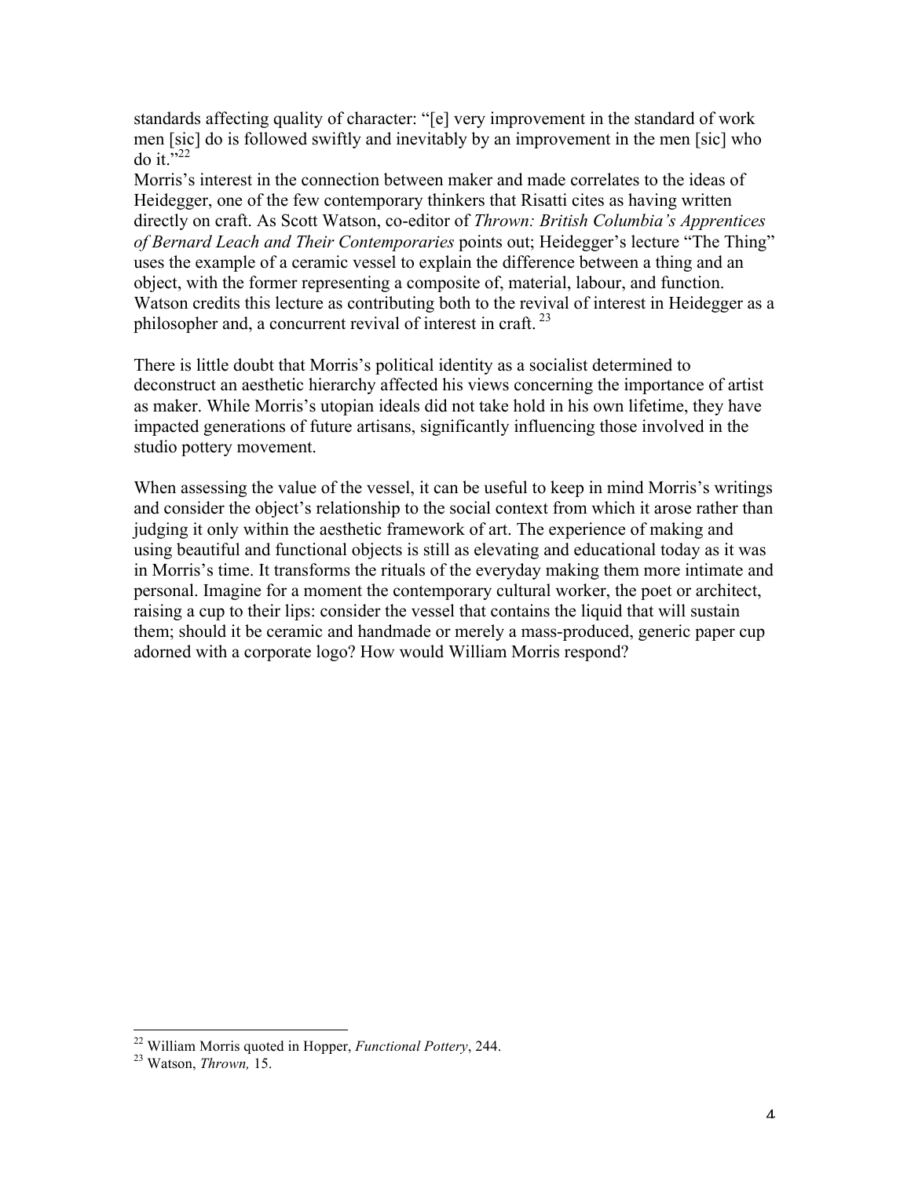standards affecting quality of character: "[e] very improvement in the standard of work men [sic] do is followed swiftly and inevitably by an improvement in the men [sic] who do it."[22]

Morris's interest in the connection between maker and made correlates to the ideas of Heidegger, one of the few contemporary thinkers that Risatti cites as having written directly on craft. As Scott Watson, co-editor of *Thrown: British Columbia's Apprentices of Bernard Leach and Their Contemporaries* points out; Heidegger's lecture "The Thing" uses the example of a ceramic vessel to explain the difference between a thing and an object, with the former representing a composite of, material, labour, and function. Watson credits this lecture as contributing both to the revival of interest in Heidegger as a philosopher and, a concurrent revival of interest in craft.[23]

There is little doubt that Morris's political identity as a socialist determined to deconstruct an aesthetic hierarchy affected his views concerning the importance of artist as maker. While Morris's utopian ideals did not take hold in his own lifetime, they have impacted generations of future artisans, significantly influencing those involved in the studio pottery movement.

When assessing the value of the vessel, it can be useful to keep in mind Morris's writings and consider the object's relationship to the social context from which it arose rather than judging it only within the aesthetic framework of art. The experience of making and using beautiful and functional objects is still as elevating and educational today as it was in Morris's time. It transforms the rituals of the everyday making them more intimate and personal. Imagine for a moment the contemporary cultural worker, the poet or architect, raising a cup to their lips: consider the vessel that contains the liquid that will sustain them; should it be ceramic and handmade or merely a mass-produced, generic paper cup adorned with a corporate logo? How would William Morris respond?

---

[22] William Morris quoted in Hopper, *Functional Pottery*, 244.

[23] Watson, *Thrown,* 15.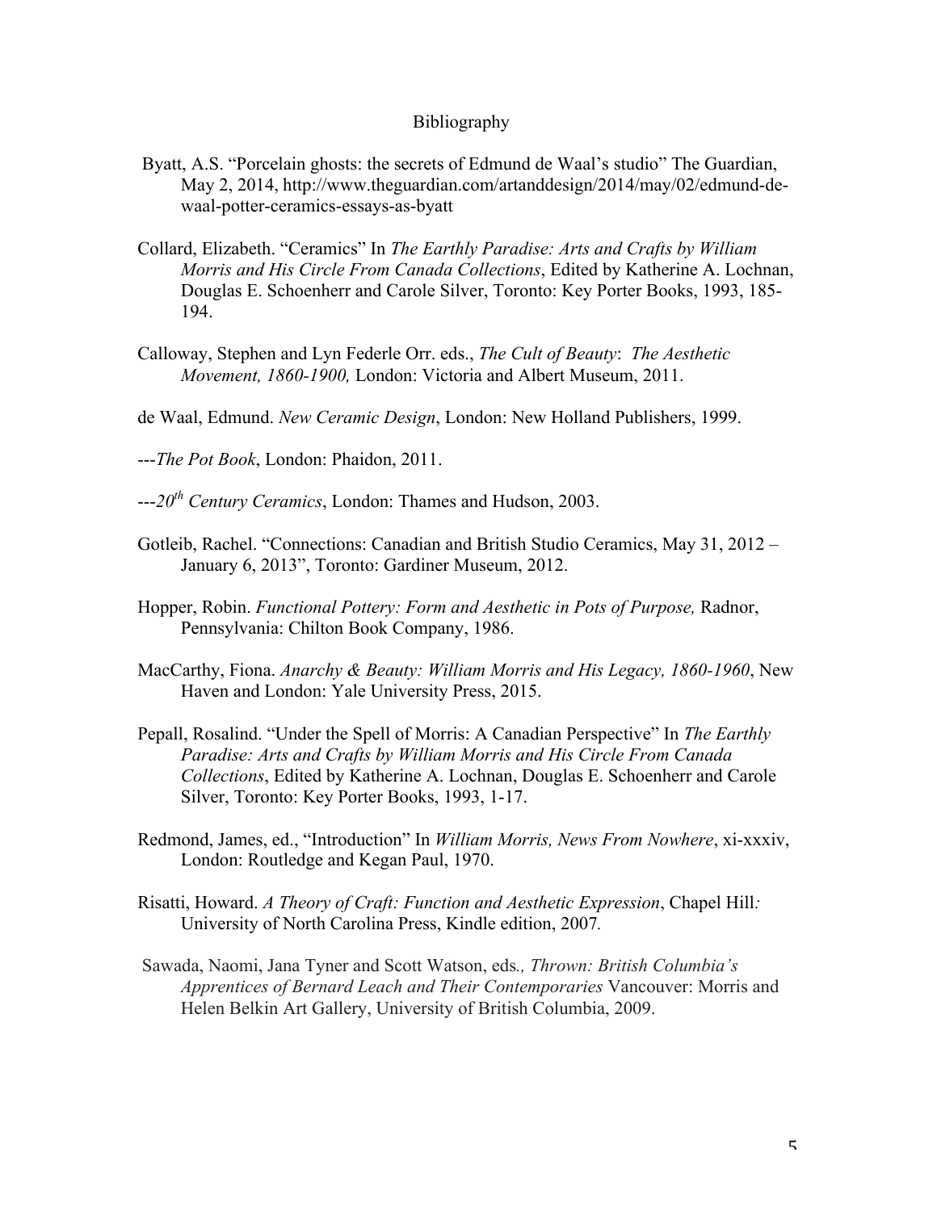# Bibliography

Byatt, A.S. “Porcelain ghosts: the secrets of Edmund de Waal’s studio” The Guardian, May 2, 2014, http://www.theguardian.com/artanddesign/2014/may/02/edmund-de-waal-potter-ceramics-essays-as-byatt

Collard, Elizabeth. “Ceramics” In *The Earthly Paradise: Arts and Crafts by William Morris and His Circle From Canada Collections*, Edited by Katherine A. Lochnan, Douglas E. Schoenherr and Carole Silver, Toronto: Key Porter Books, 1993, 185-194.

Calloway, Stephen and Lyn Federle Orr. eds., *The Cult of Beauty*: *The Aesthetic Movement, 1860-1900,* London: Victoria and Albert Museum, 2011.

de Waal, Edmund. *New Ceramic Design*, London: New Holland Publishers, 1999.

---*The Pot Book*, London: Phaidon, 2011.

---*20th Century Ceramics*, London: Thames and Hudson, 2003.

Gotleib, Rachel. “Connections: Canadian and British Studio Ceramics, May 31, 2012 – January 6, 2013”, Toronto: Gardiner Museum, 2012.

Hopper, Robin. *Functional Pottery: Form and Aesthetic in Pots of Purpose,* Radnor, Pennsylvania: Chilton Book Company, 1986.

MacCarthy, Fiona. *Anarchy & Beauty: William Morris and His Legacy, 1860-1960*, New Haven and London: Yale University Press, 2015.

Pepall, Rosalind. “Under the Spell of Morris: A Canadian Perspective” In *The Earthly Paradise: Arts and Crafts by William Morris and His Circle From Canada Collections*, Edited by Katherine A. Lochnan, Douglas E. Schoenherr and Carole Silver, Toronto: Key Porter Books, 1993, 1-17.

Redmond, James, ed., “Introduction” In *William Morris, News From Nowhere*, xi-xxxiv, London: Routledge and Kegan Paul, 1970.

Risatti, Howard. *A Theory of Craft: Function and Aesthetic Expression*, Chapel Hill: University of North Carolina Press, Kindle edition, 2007.

Sawada, Naomi, Jana Tyner and Scott Watson, eds., *Thrown: British Columbia’s Apprentices of Bernard Leach and Their Contemporaries* Vancouver: Morris and Helen Belkin Art Gallery, University of British Columbia, 2009.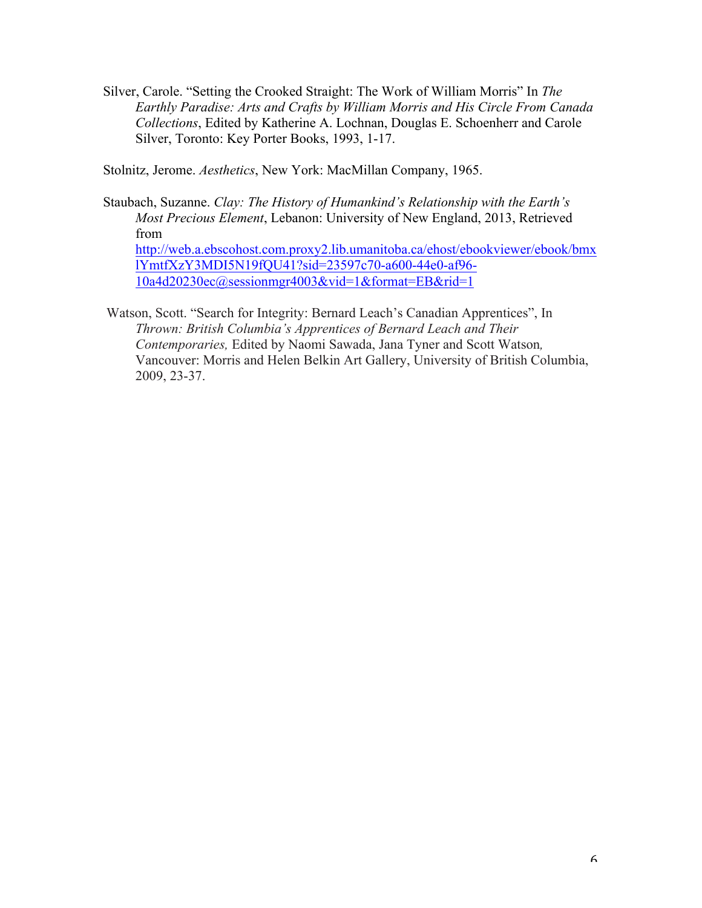Silver, Carole. "Setting the Crooked Straight: The Work of William Morris" In *The Earthly Paradise: Arts and Crafts by William Morris and His Circle From Canada Collections*, Edited by Katherine A. Lochnan, Douglas E. Schoenherr and Carole Silver, Toronto: Key Porter Books, 1993, 1-17.

Stolnitz, Jerome. *Aesthetics*, New York: MacMillan Company, 1965.

Staubach, Suzanne. *Clay: The History of Humankind's Relationship with the Earth's Most Precious Element*, Lebanon: University of New England, 2013, Retrieved from http://web.a.ebscohost.com.proxy2.lib.umanitoba.ca/ehost/ebookviewer/ebook/bmxlYmtfXzY3MDI5N19fQU41?sid=23597c70-a600-44e0-af96-10a4d20230ec@sessionmgr4003&vid=1&format=EB&rid=1

Watson, Scott. "Search for Integrity: Bernard Leach's Canadian Apprentices", In *Thrown: British Columbia's Apprentices of Bernard Leach and Their Contemporaries,* Edited by Naomi Sawada, Jana Tyner and Scott Watson*,* Vancouver: Morris and Helen Belkin Art Gallery, University of British Columbia, 2009, 23-37.